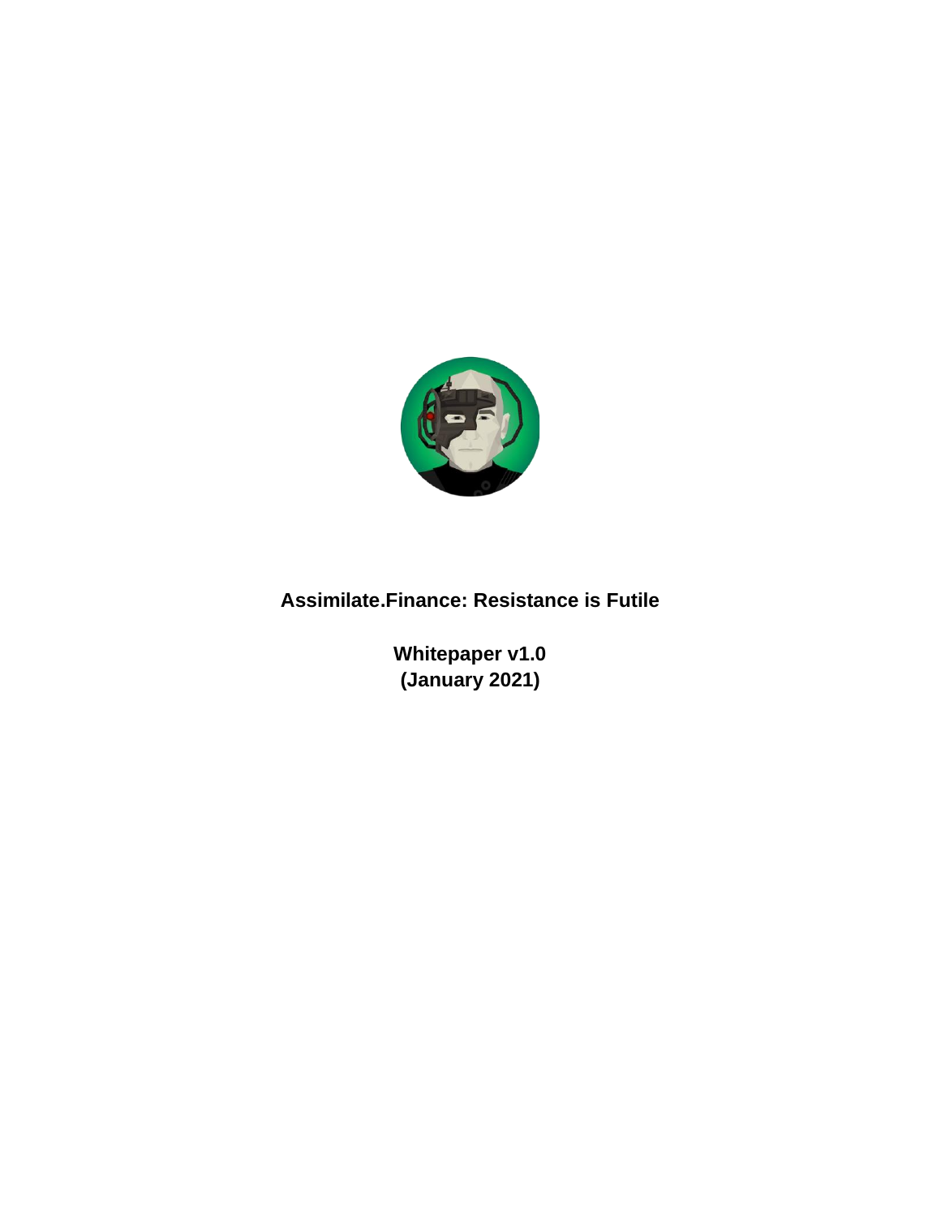# Assimilate.Finance: Resistance is Futile

**Whitepaper v1.0**
**(January 2021)**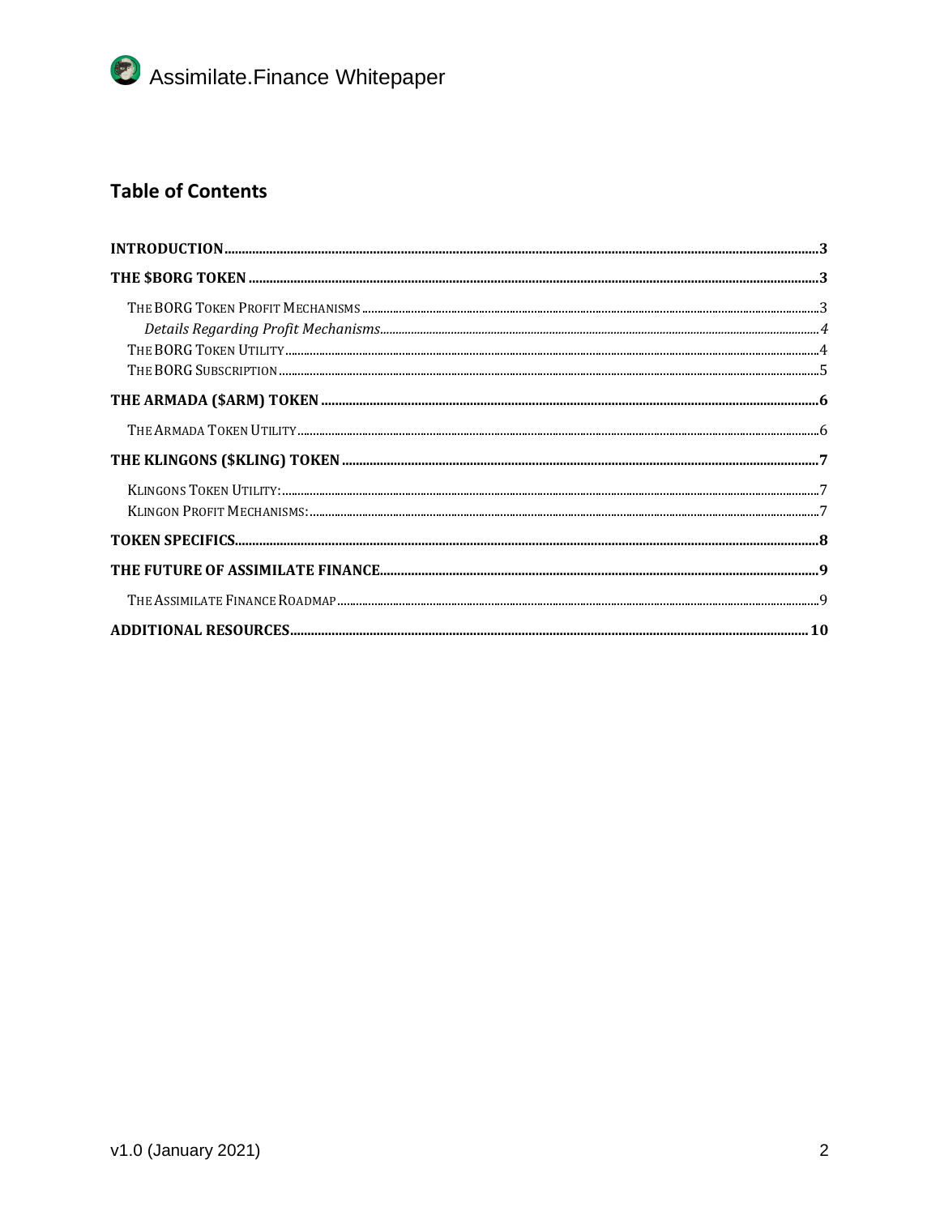## Table of Contents

- **INTRODUCTION** ........ 3
- **THE $BORG TOKEN** ........ 3
  - The BORG Token Profit Mechanisms ........ 3
    - *Details Regarding Profit Mechanisms* ........ 4
  - The BORG Token Utility ........ 4
  - The BORG Subscription ........ 5
- **THE ARMADA ($ARM) TOKEN** ........ 6
  - The Armada Token Utility ........ 6
- **THE KLINGONS ($KLING) TOKEN** ........ 7
  - Klingons Token Utility: ........ 7
  - Klingon Profit Mechanisms: ........ 7
- **TOKEN SPECIFICS** ........ 8
- **THE FUTURE OF ASSIMILATE FINANCE** ........ 9
  - The Assimilate Finance Roadmap ........ 9
- **ADDITIONAL RESOURCES** ........ 10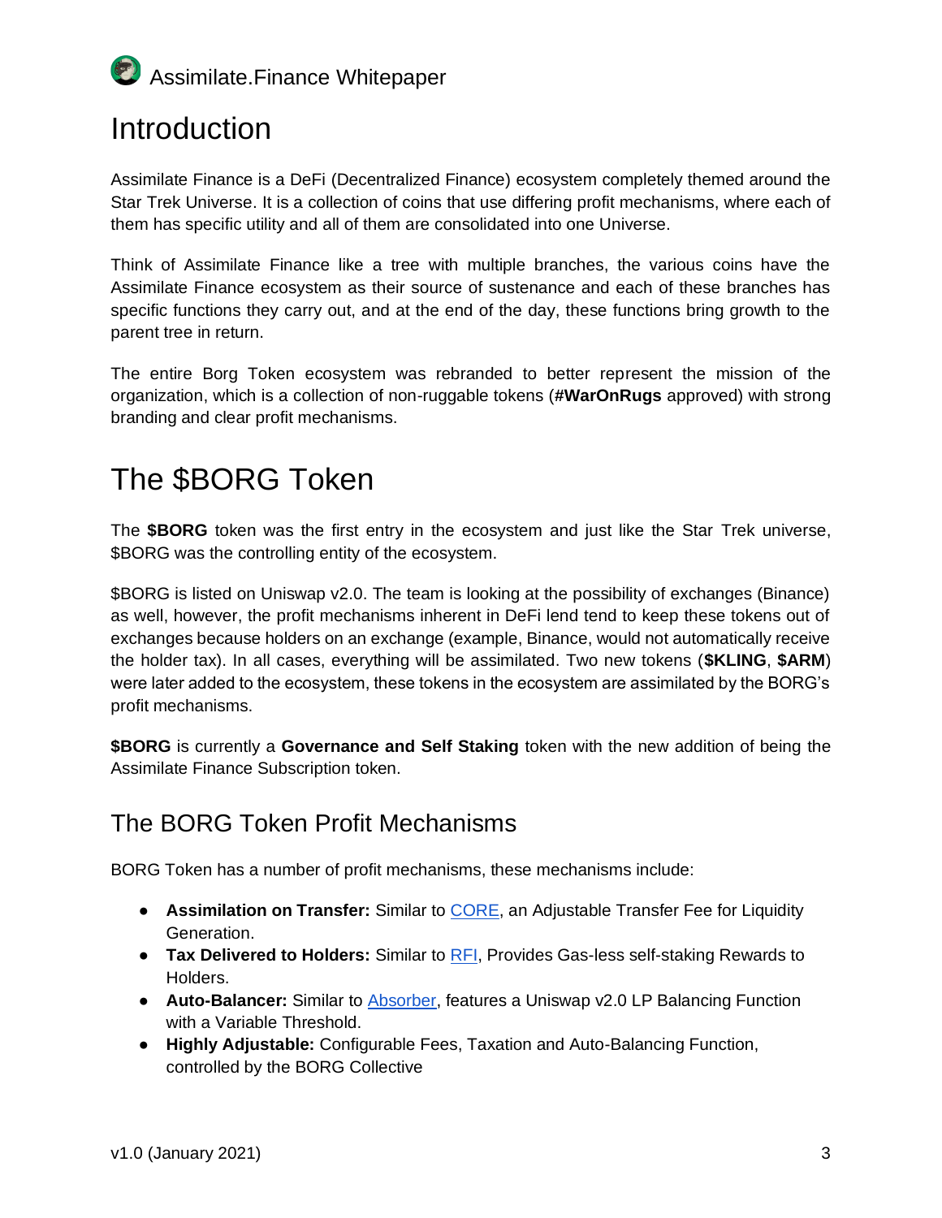# Introduction

Assimilate Finance is a DeFi (Decentralized Finance) ecosystem completely themed around the Star Trek Universe. It is a collection of coins that use differing profit mechanisms, where each of them has specific utility and all of them are consolidated into one Universe.

Think of Assimilate Finance like a tree with multiple branches, the various coins have the Assimilate Finance ecosystem as their source of sustenance and each of these branches has specific functions they carry out, and at the end of the day, these functions bring growth to the parent tree in return.

The entire Borg Token ecosystem was rebranded to better represent the mission of the organization, which is a collection of non-ruggable tokens (**#WarOnRugs** approved) with strong branding and clear profit mechanisms.

# The $BORG Token

The **$BORG** token was the first entry in the ecosystem and just like the Star Trek universe, $BORG was the controlling entity of the ecosystem.

$BORG is listed on Uniswap v2.0. The team is looking at the possibility of exchanges (Binance) as well, however, the profit mechanisms inherent in DeFi lend tend to keep these tokens out of exchanges because holders on an exchange (example, Binance, would not automatically receive the holder tax). In all cases, everything will be assimilated. Two new tokens (**$KLING**, **$ARM**) were later added to the ecosystem, these tokens in the ecosystem are assimilated by the BORG's profit mechanisms.

**$BORG** is currently a **Governance and Self Staking** token with the new addition of being the Assimilate Finance Subscription token.

## The BORG Token Profit Mechanisms

BORG Token has a number of profit mechanisms, these mechanisms include:

- **Assimilation on Transfer:** Similar to CORE, an Adjustable Transfer Fee for Liquidity Generation.
- **Tax Delivered to Holders:** Similar to RFI, Provides Gas-less self-staking Rewards to Holders.
- **Auto-Balancer:** Similar to Absorber, features a Uniswap v2.0 LP Balancing Function with a Variable Threshold.
- **Highly Adjustable:** Configurable Fees, Taxation and Auto-Balancing Function, controlled by the BORG Collective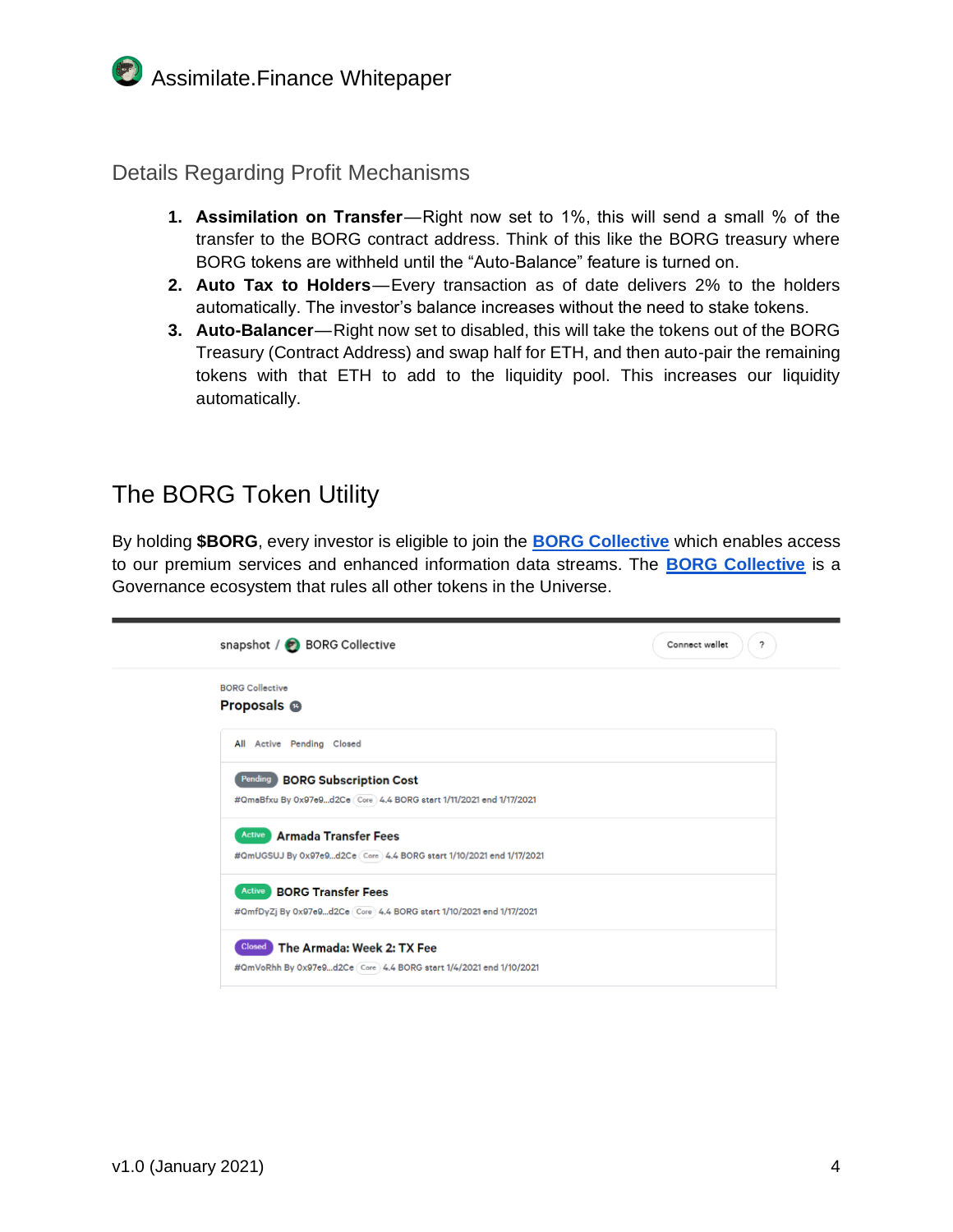## Details Regarding Profit Mechanisms

1. **Assimilation on Transfer**—Right now set to 1%, this will send a small % of the transfer to the BORG contract address. Think of this like the BORG treasury where BORG tokens are withheld until the "Auto-Balance" feature is turned on.
2. **Auto Tax to Holders**—Every transaction as of date delivers 2% to the holders automatically. The investor's balance increases without the need to stake tokens.
3. **Auto-Balancer**—Right now set to disabled, this will take the tokens out of the BORG Treasury (Contract Address) and swap half for ETH, and then auto-pair the remaining tokens with that ETH to add to the liquidity pool. This increases our liquidity automatically.

# The BORG Token Utility

By holding **$BORG**, every investor is eligible to join the **BORG Collective** which enables access to our premium services and enhanced information data streams. The **BORG Collective** is a Governance ecosystem that rules all other tokens in the Universe.

snapshot / BORG Collective — Connect wallet ?

BORG Collective

**Proposals** 14

All Active Pending Closed

Pending **BORG Subscription Cost**
#QmaBfxu By 0x97e9...d2Ce Core 4.4 BORG start 1/11/2021 end 1/17/2021

Active **Armada Transfer Fees**
#QmUGSUJ By 0x97e9...d2Ce Core 4.4 BORG start 1/10/2021 end 1/17/2021

Active **BORG Transfer Fees**
#QmfDyZj By 0x97e9...d2Ce Core 4.4 BORG start 1/10/2021 end 1/17/2021

Closed **The Armada: Week 2: TX Fee**
#QmVoRhh By 0x97e9...d2Ce Core 4.4 BORG start 1/4/2021 end 1/10/2021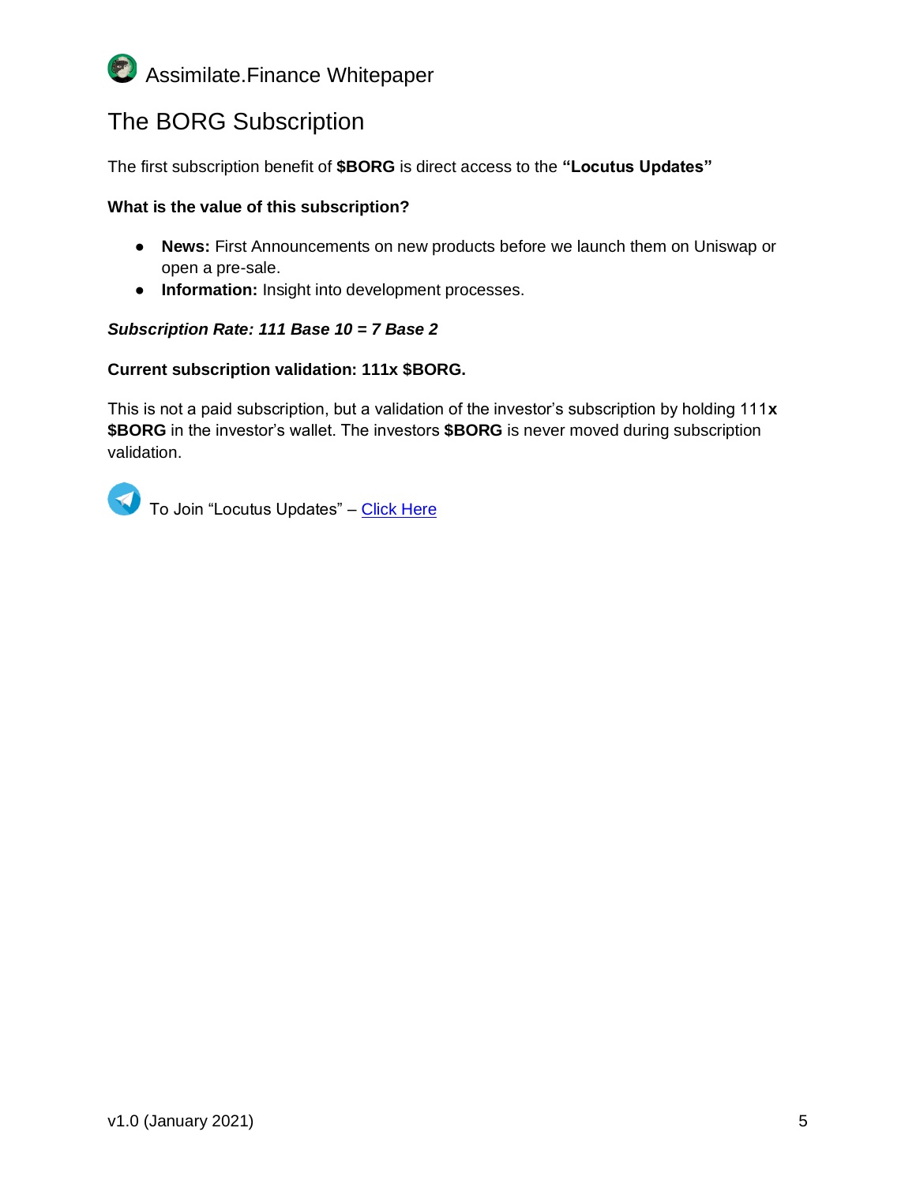## The BORG Subscription

The first subscription benefit of **$BORG** is direct access to the **"Locutus Updates"**

**What is the value of this subscription?**

- **News:** First Announcements on new products before we launch them on Uniswap or open a pre-sale.
- **Information:** Insight into development processes.

***Subscription Rate: 111 Base 10 = 7 Base 2***

**Current subscription validation: 111x $BORG.**

This is not a paid subscription, but a validation of the investor's subscription by holding 111**x** **$BORG** in the investor's wallet. The investors **$BORG** is never moved during subscription validation.

To Join "Locutus Updates" – Click Here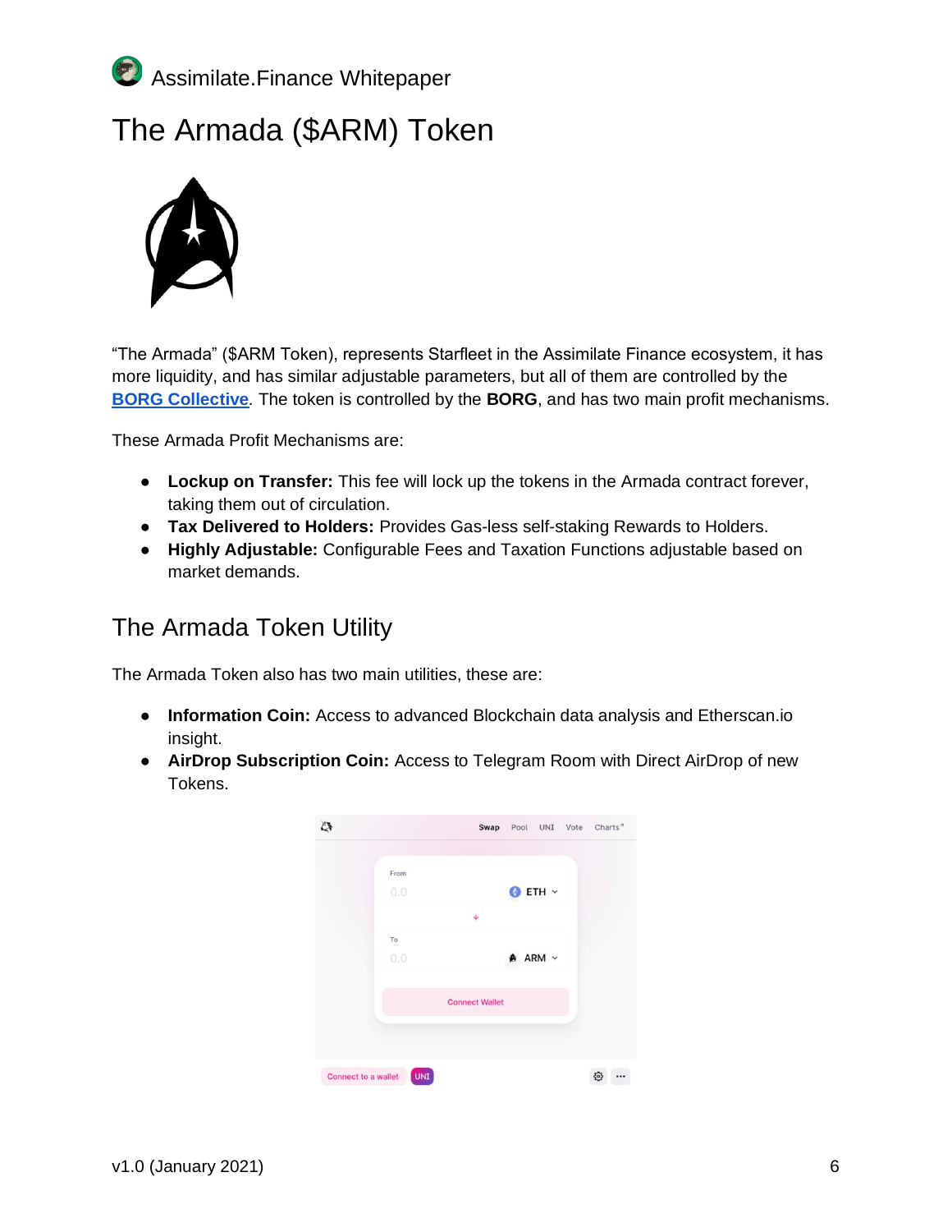# The Armada ($ARM) Token

"The Armada" ($ARM Token), represents Starfleet in the Assimilate Finance ecosystem, it has more liquidity, and has similar adjustable parameters, but all of them are controlled by the **BORG Collective**. The token is controlled by the **BORG**, and has two main profit mechanisms.

These Armada Profit Mechanisms are:

- **Lockup on Transfer:** This fee will lock up the tokens in the Armada contract forever, taking them out of circulation.
- **Tax Delivered to Holders:** Provides Gas-less self-staking Rewards to Holders.
- **Highly Adjustable:** Configurable Fees and Taxation Functions adjustable based on market demands.

## The Armada Token Utility

The Armada Token also has two main utilities, these are:

- **Information Coin:** Access to advanced Blockchain data analysis and Etherscan.io insight.
- **AirDrop Subscription Coin:** Access to Telegram Room with Direct AirDrop of new Tokens.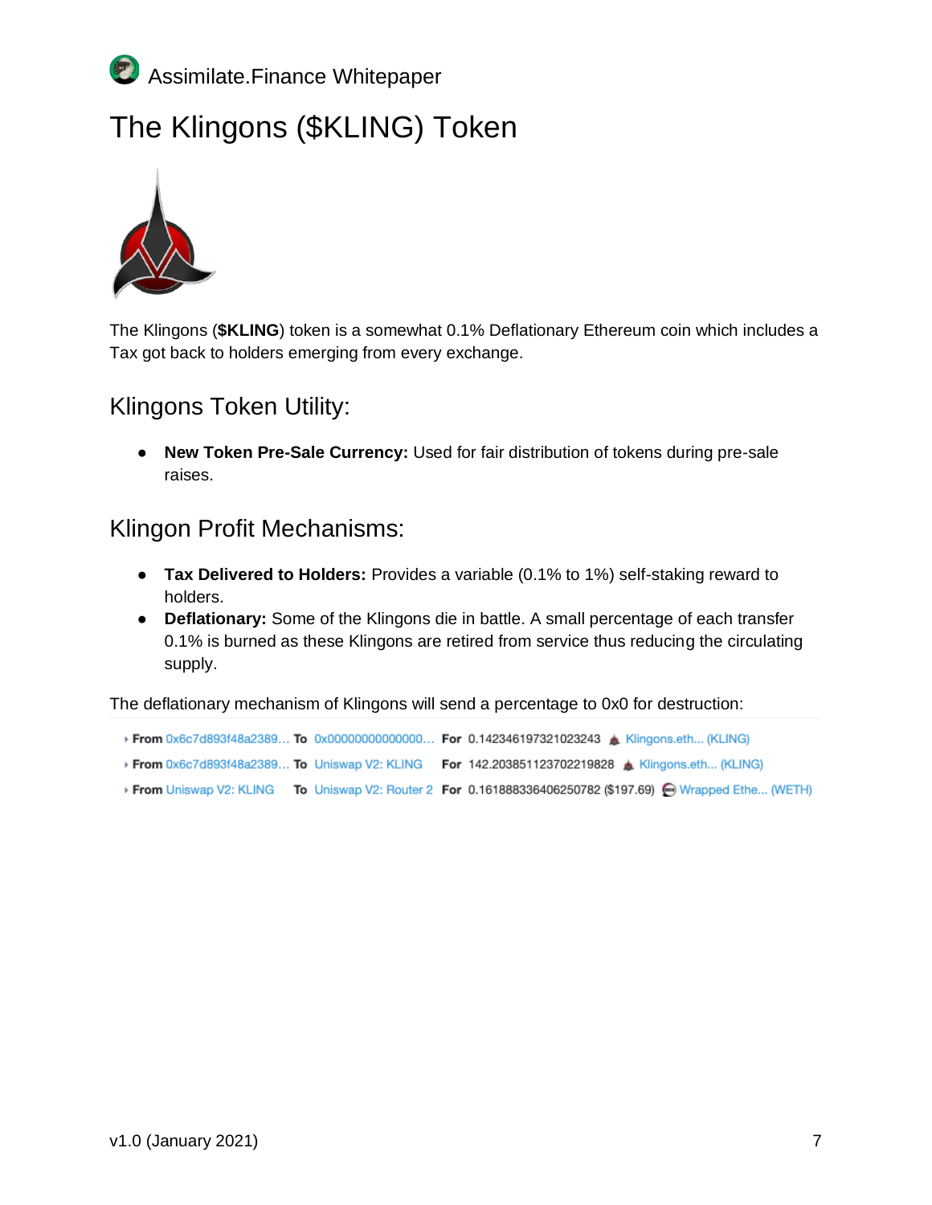# The Klingons ($KLING) Token

The Klingons (**$KLING**) token is a somewhat 0.1% Deflationary Ethereum coin which includes a Tax got back to holders emerging from every exchange.

## Klingons Token Utility:

- **New Token Pre-Sale Currency:** Used for fair distribution of tokens during pre-sale raises.

## Klingon Profit Mechanisms:

- **Tax Delivered to Holders:** Provides a variable (0.1% to 1%) self-staking reward to holders.
- **Deflationary:** Some of the Klingons die in battle. A small percentage of each transfer 0.1% is burned as these Klingons are retired from service thus reducing the circulating supply.

The deflationary mechanism of Klingons will send a percentage to 0x0 for destruction:

| From | To | For |
| --- | --- | --- |
| 0x6c7d893f48a2389... | 0x00000000000000... | 0.142346197321023243 Klingons.eth... (KLING) |
| 0x6c7d893f48a2389... | Uniswap V2: KLING | 142.203851123702219828 Klingons.eth... (KLING) |
| Uniswap V2: KLING | Uniswap V2: Router 2 | 0.161888336406250782 ($197.69) Wrapped Ethe... (WETH) |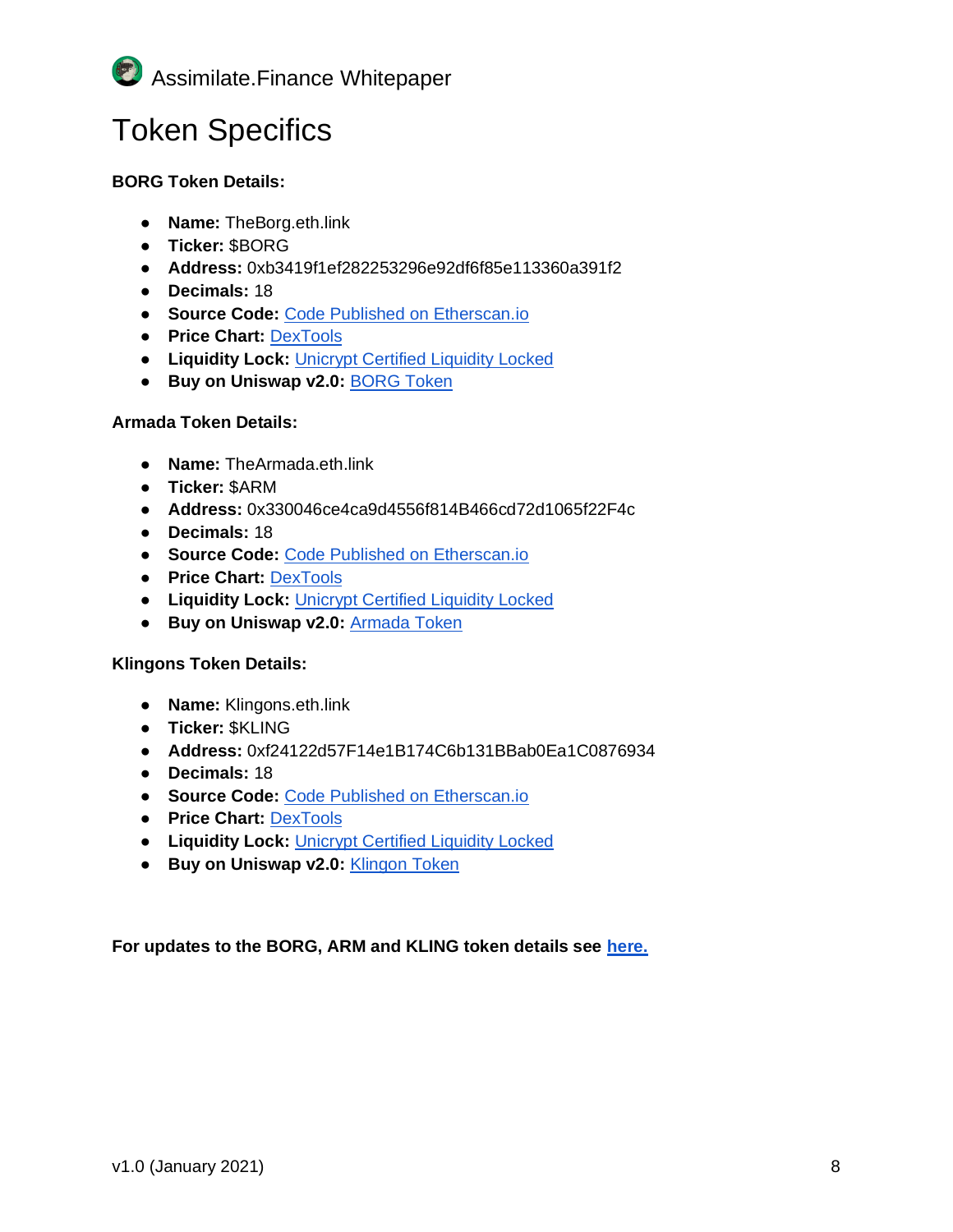# Token Specifics

**BORG Token Details:**

- **Name:** TheBorg.eth.link
- **Ticker:** $BORG
- **Address:** 0xb3419f1ef282253296e92df6f85e113360a391f2
- **Decimals:** 18
- **Source Code:** Code Published on Etherscan.io
- **Price Chart:** DexTools
- **Liquidity Lock:** Unicrypt Certified Liquidity Locked
- **Buy on Uniswap v2.0:** BORG Token

**Armada Token Details:**

- **Name:** TheArmada.eth.link
- **Ticker:** $ARM
- **Address:** 0x330046ce4ca9d4556f814B466cd72d1065f22F4c
- **Decimals:** 18
- **Source Code:** Code Published on Etherscan.io
- **Price Chart:** DexTools
- **Liquidity Lock:** Unicrypt Certified Liquidity Locked
- **Buy on Uniswap v2.0:** Armada Token

**Klingons Token Details:**

- **Name:** Klingons.eth.link
- **Ticker:** $KLING
- **Address:** 0xf24122d57F14e1B174C6b131BBab0Ea1C0876934
- **Decimals:** 18
- **Source Code:** Code Published on Etherscan.io
- **Price Chart:** DexTools
- **Liquidity Lock:** Unicrypt Certified Liquidity Locked
- **Buy on Uniswap v2.0:** Klingon Token

**For updates to the BORG, ARM and KLING token details see here.**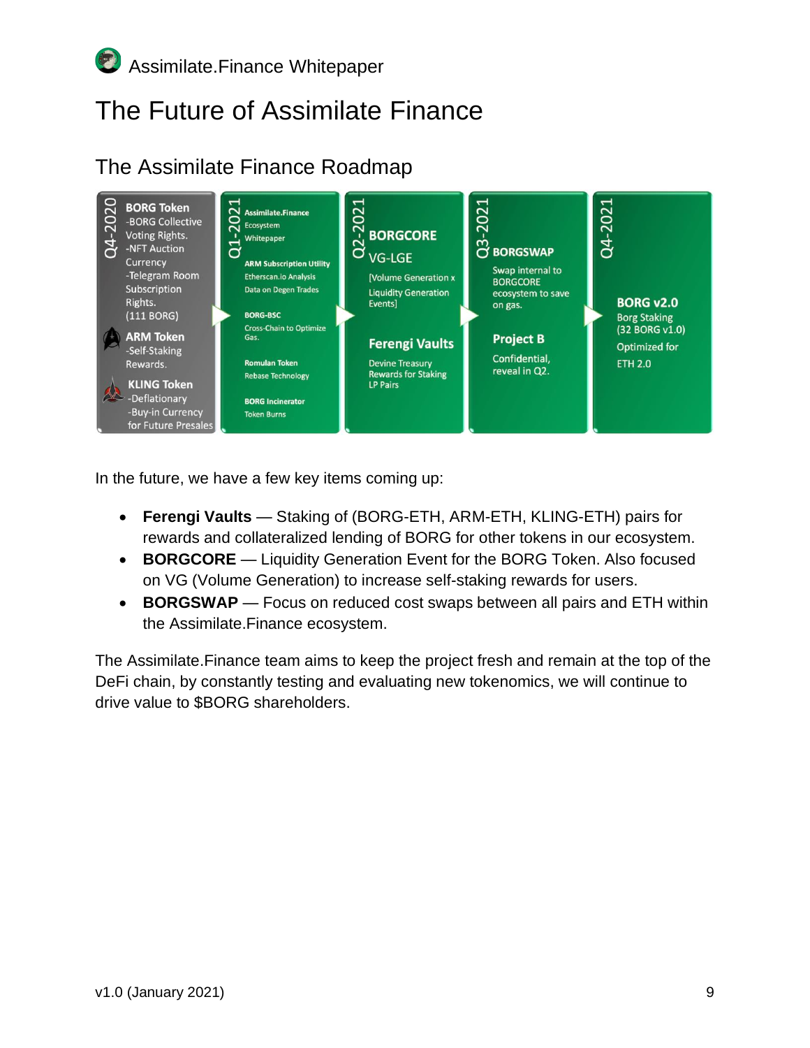# The Future of Assimilate Finance

## The Assimilate Finance Roadmap

| Q4-2020 | Q1-2021 | Q2-2021 | Q3-2021 | Q4-2021 |
|---|---|---|---|---|
| **BORG Token** -BORG Collective Voting Rights. -NFT Auction Currency -Telegram Room Subscription Rights. (111 BORG) **ARM Token** -Self-Staking Rewards. **KLING Token** -Deflationary -Buy-in Currency for Future Presales | **Assimilate.Finance** Ecosystem Whitepaper **ARM Subscription Utility** Etherscan.io Analysis Data on Degen Trades **BORG-BSC** Cross-Chain to Optimize Gas. **Romulan Token** Rebase Technology **BORG Incinerator** Token Burns | **BORGCORE** VG-LGE [Volume Generation x Liquidity Generation Events] **Ferengi Vaults** Devine Treasury Rewards for Staking LP Pairs | **BORGSWAP** Swap internal to BORGCORE ecosystem to save on gas. **Project B** Confidential, reveal in Q2. | **BORG v2.0** Borg Staking (32 BORG v1.0) Optimized for ETH 2.0 |

In the future, we have a few key items coming up:

- **Ferengi Vaults** — Staking of (BORG-ETH, ARM-ETH, KLING-ETH) pairs for rewards and collateralized lending of BORG for other tokens in our ecosystem.
- **BORGCORE** — Liquidity Generation Event for the BORG Token. Also focused on VG (Volume Generation) to increase self-staking rewards for users.
- **BORGSWAP** — Focus on reduced cost swaps between all pairs and ETH within the Assimilate.Finance ecosystem.

The Assimilate.Finance team aims to keep the project fresh and remain at the top of the DeFi chain, by constantly testing and evaluating new tokenomics, we will continue to drive value to $BORG shareholders.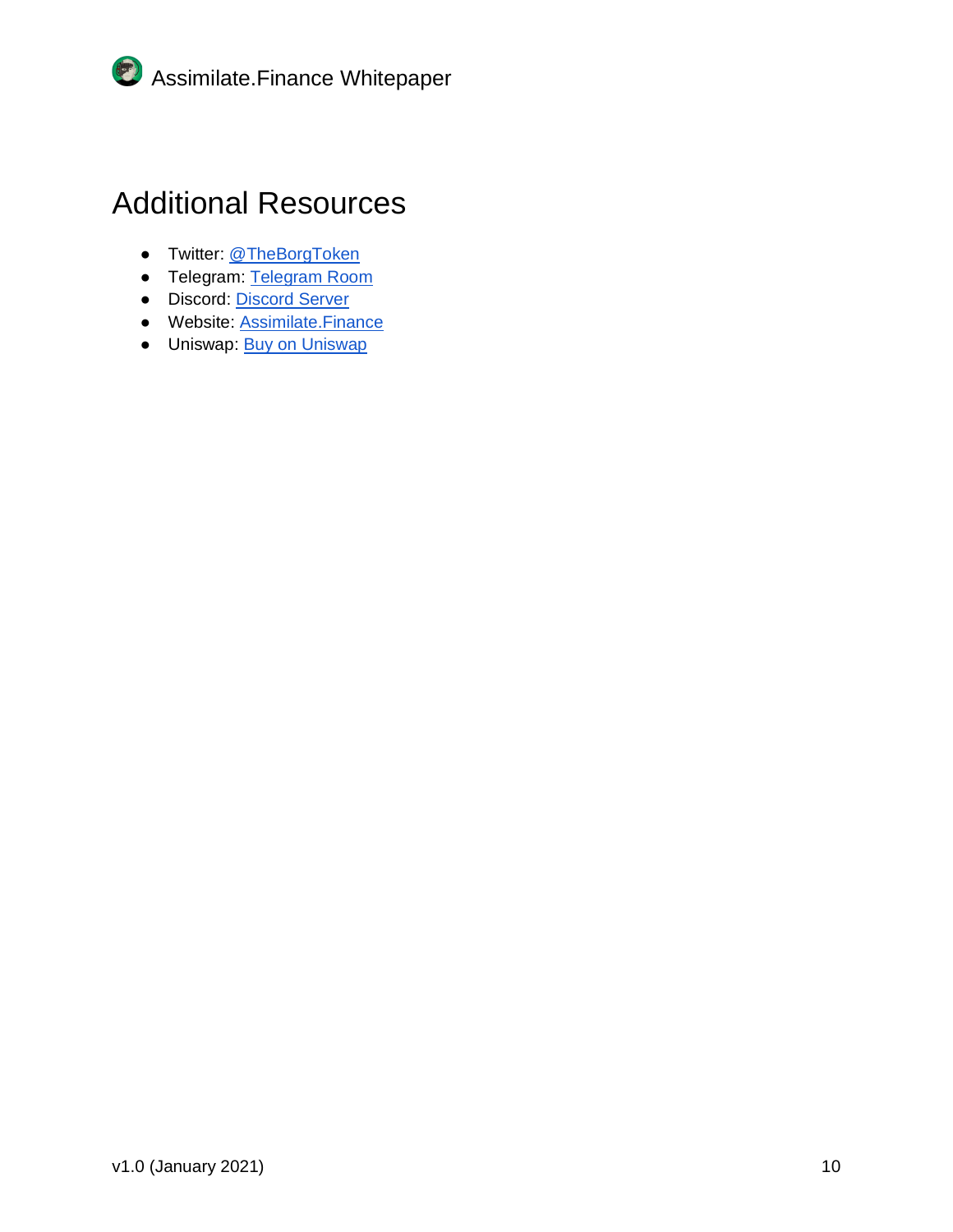# Additional Resources

- Twitter: @TheBorgToken
- Telegram: Telegram Room
- Discord: Discord Server
- Website: Assimilate.Finance
- Uniswap: Buy on Uniswap